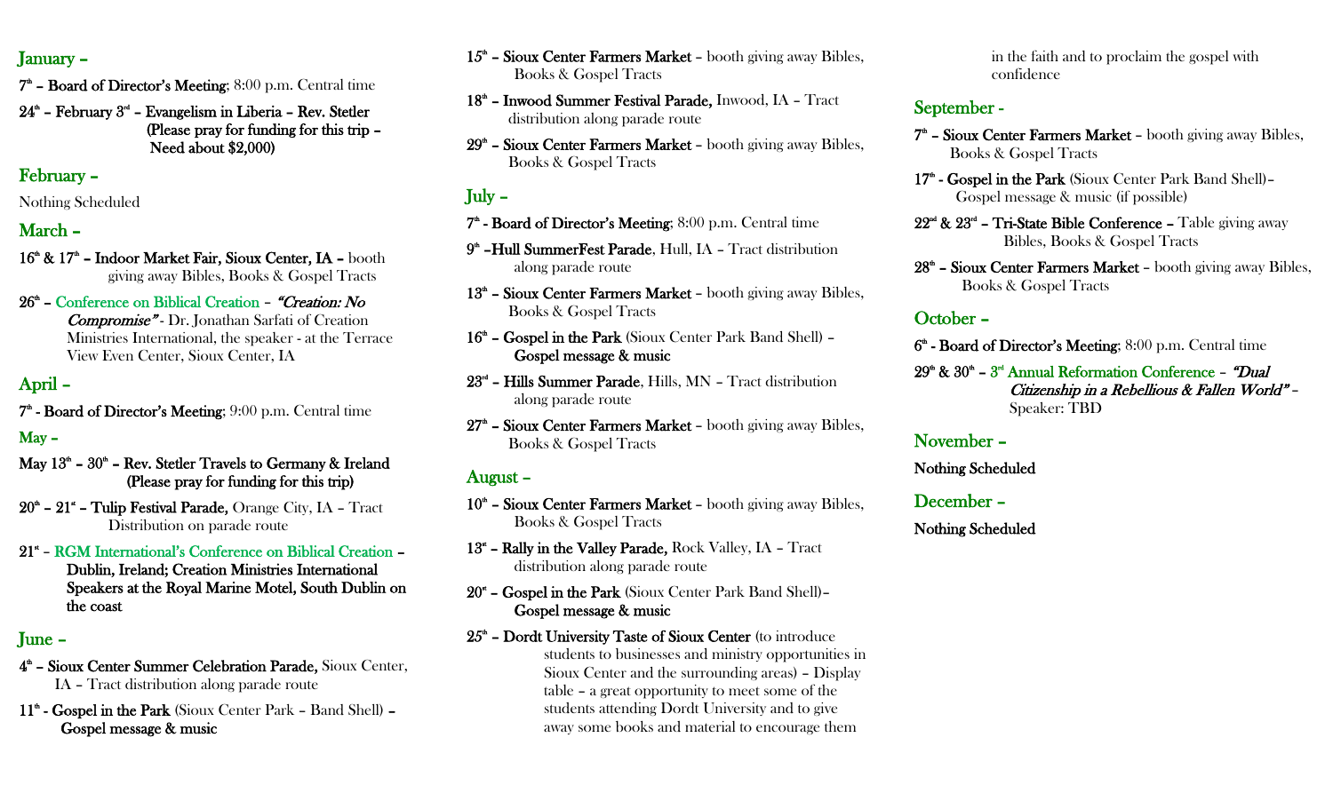## January –

**7th – Board of Director's Meeting**; 8:00 p.m. Central time

**24th – February 3rd – Evangelism in Liberia – Rev. Stetler (Please pray for funding for this trip – Need about $2,000)**

## February –

Nothing Scheduled

## March –

**16th & 17th – Indoor Market Fair, Sioux Center, IA –** booth giving away Bibles, Books & Gospel Tracts

**26th** – Conference on Biblical Creation – ***"Creation: No Compromise"*** - Dr. Jonathan Sarfati of Creation Ministries International, the speaker - at the Terrace View Even Center, Sioux Center, IA

## April –

**7th - Board of Director's Meeting**; 9:00 p.m. Central time

## May –

**May 13th – 30th – Rev. Stetler Travels to Germany & Ireland (Please pray for funding for this trip)**

**20th – 21st – Tulip Festival Parade,** Orange City, IA – Tract Distribution on parade route

**21st** – RGM International's Conference on Biblical Creation – **Dublin, Ireland; Creation Ministries International Speakers at the Royal Marine Motel, South Dublin on the coast**

## June –

**4th – Sioux Center Summer Celebration Parade,** Sioux Center, IA – Tract distribution along parade route

**11th - Gospel in the Park** (Sioux Center Park – Band Shell) – **Gospel message & music**

**15th – Sioux Center Farmers Market** – booth giving away Bibles, Books & Gospel Tracts

**18th – Inwood Summer Festival Parade,** Inwood, IA – Tract distribution along parade route

**29th – Sioux Center Farmers Market** – booth giving away Bibles, Books & Gospel Tracts

## July –

**7th - Board of Director's Meeting**; 8:00 p.m. Central time

**9th –Hull SummerFest Parade**, Hull, IA – Tract distribution along parade route

**13th – Sioux Center Farmers Market** – booth giving away Bibles, Books & Gospel Tracts

**16th – Gospel in the Park** (Sioux Center Park Band Shell) – **Gospel message & music**

**23rd – Hills Summer Parade**, Hills, MN – Tract distribution along parade route

**27th – Sioux Center Farmers Market** – booth giving away Bibles, Books & Gospel Tracts

## August –

**10th – Sioux Center Farmers Market** – booth giving away Bibles, Books & Gospel Tracts

**13st – Rally in the Valley Parade,** Rock Valley, IA – Tract distribution along parade route

**20st – Gospel in the Park** (Sioux Center Park Band Shell)– **Gospel message & music**

**25th – Dordt University Taste of Sioux Center** (to introduce students to businesses and ministry opportunities in Sioux Center and the surrounding areas) – Display table – a great opportunity to meet some of the students attending Dordt University and to give away some books and material to encourage them in the faith and to proclaim the gospel with confidence

## September -

**7th – Sioux Center Farmers Market** – booth giving away Bibles, Books & Gospel Tracts

**17th - Gospel in the Park** (Sioux Center Park Band Shell)– Gospel message & music (if possible)

**22nd & 23rd – Tri-State Bible Conference –** Table giving away Bibles, Books & Gospel Tracts

**28th – Sioux Center Farmers Market** – booth giving away Bibles, Books & Gospel Tracts

## October –

**6th - Board of Director's Meeting**; 8:00 p.m. Central time

**29th & 30th** – 3rd Annual Reformation Conference – ***"Dual Citizenship in a Rebellious & Fallen World"*** – Speaker: TBD

## November –

**Nothing Scheduled**

## December –

**Nothing Scheduled**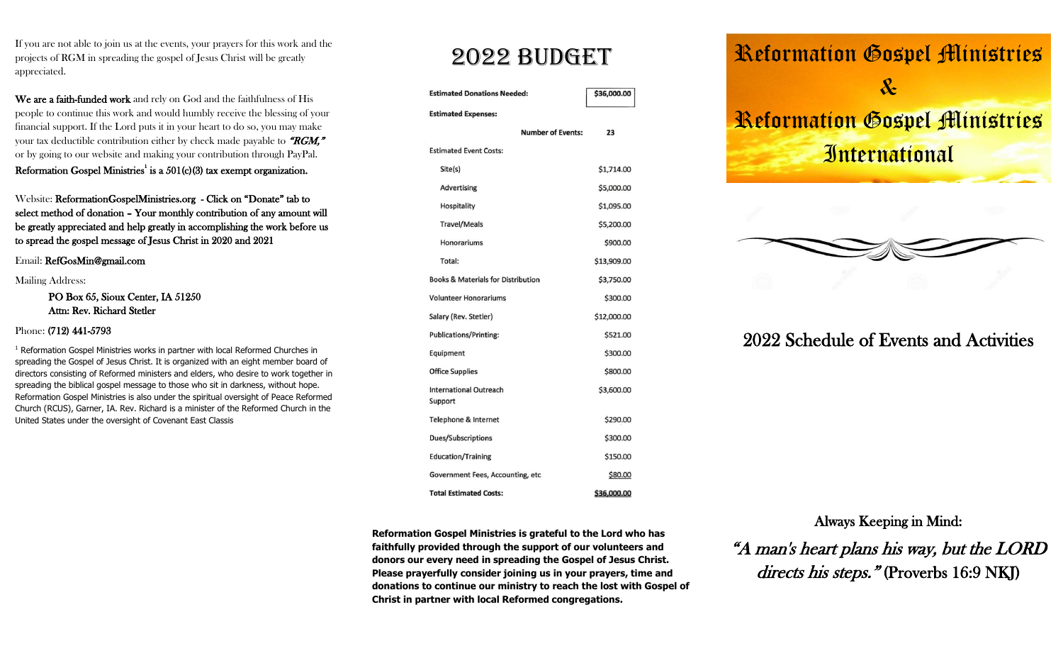If you are not able to join us at the events, your prayers for this work and the projects of RGM in spreading the gospel of Jesus Christ will be greatly appreciated.

**We are a faith-funded work** and rely on God and the faithfulness of His people to continue this work and would humbly receive the blessing of your financial support. If the Lord puts it in your heart to do so, you may make your tax deductible contribution either by check made payable to ***"RGM,"*** or by going to our website and making your contribution through PayPal.
**Reformation Gospel Ministries[1] is a 501(c)(3) tax exempt organization.**

Website: **ReformationGospelMinistries.org - Click on "Donate" tab to select method of donation – Your monthly contribution of any amount will be greatly appreciated and help greatly in accomplishing the work before us to spread the gospel message of Jesus Christ in 2020 and 2021**

Email: **RefGosMin@gmail.com**

Mailing Address:

**PO Box 65, Sioux Center, IA 51250**
**Attn: Rev. Richard Stetler**

Phone: **(712) 441-5793**

[1] Reformation Gospel Ministries works in partner with local Reformed Churches in spreading the Gospel of Jesus Christ. It is organized with an eight member board of directors consisting of Reformed ministers and elders, who desire to work together in spreading the biblical gospel message to those who sit in darkness, without hope. Reformation Gospel Ministries is also under the spiritual oversight of Peace Reformed Church (RCUS), Garner, IA. Rev. Richard is a minister of the Reformed Church in the United States under the oversight of Covenant East Classis

# 2022 BUDGET

| | |
|---|---|
| **Estimated Donations Needed:** | $36,000.00 |
| **Estimated Expenses:** | |
| **Number of Events:** | 23 |
| Estimated Event Costs: | |
| Site(s) | $1,714.00 |
| Advertising | $5,000.00 |
| Hospitality | $1,095.00 |
| Travel/Meals | $5,200.00 |
| Honorariums | $900.00 |
| Total: | $13,909.00 |
| Books & Materials for Distribution | $3,750.00 |
| Volunteer Honorariums | $300.00 |
| Salary (Rev. Stetler) | $12,000.00 |
| Publications/Printing: | $521.00 |
| Equipment | $300.00 |
| Office Supplies | $800.00 |
| International Outreach Support | $3,600.00 |
| Telephone & Internet | $290.00 |
| Dues/Subscriptions | $300.00 |
| Education/Training | $150.00 |
| Government Fees, Accounting, etc | $80.00 |
| **Total Estimated Costs:** | **$36,000.00** |

**Reformation Gospel Ministries is grateful to the Lord who has faithfully provided through the support of our volunteers and donors our every need in spreading the Gospel of Jesus Christ. Please prayerfully consider joining us in your prayers, time and donations to continue our ministry to reach the lost with Gospel of Christ in partner with local Reformed congregations.**

# Reformation Gospel Ministries & Reformation Gospel Ministries International

## 2022 Schedule of Events and Activities

Always Keeping in Mind:

*"A man's heart plans his way, but the LORD directs his steps."* (Proverbs 16:9 NKJ)